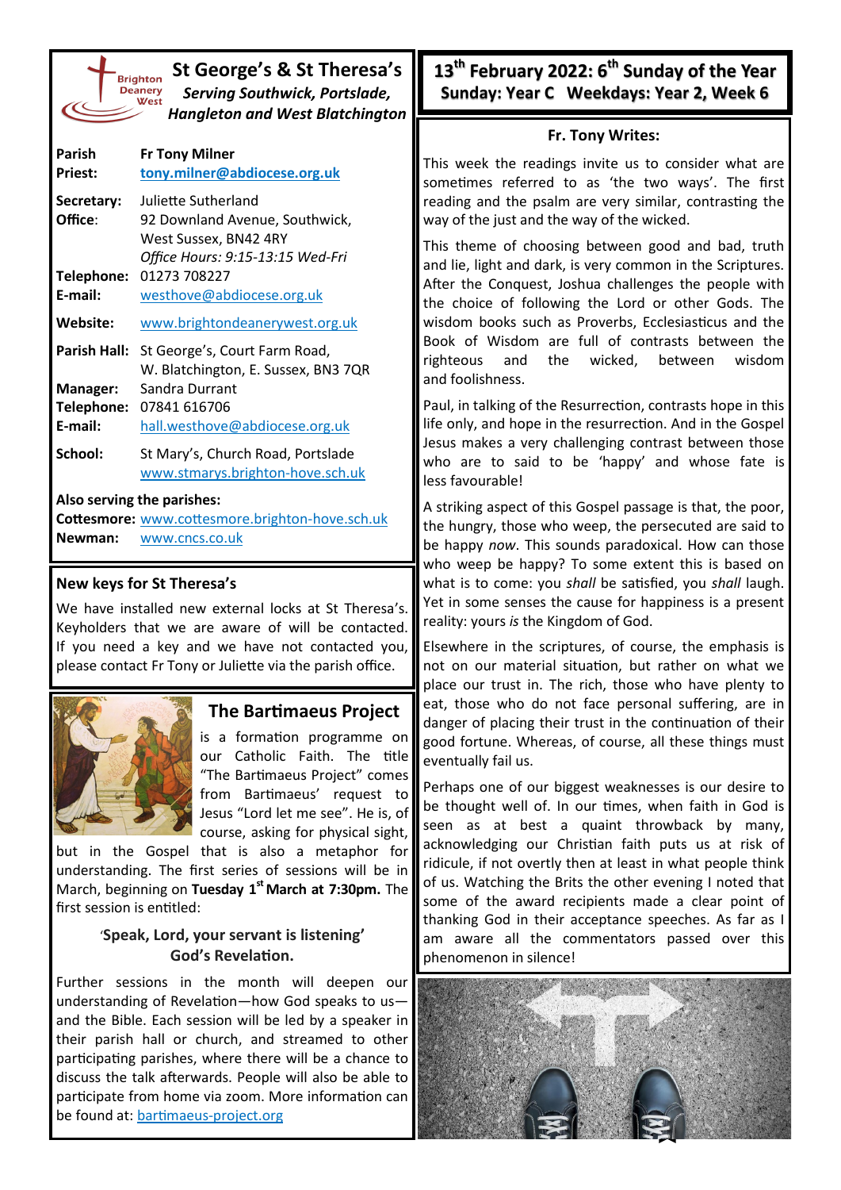# St George's & St Theresa's

*Serving Southwick, Portslade, Hangleton and West Blatchington*

| | |
|---|---|
| **Parish Priest:** | **Fr Tony Milner** **tony.milner@abdiocese.org.uk** |
| **Secretary:** | Juliette Sutherland |
| **Office**: | 92 Downland Avenue, Southwick, West Sussex, BN42 4RY *Office Hours: 9:15-13:15 Wed-Fri* |
| **Telephone:** | 01273 708227 |
| **E-mail:** | westhove@abdiocese.org.uk |
| **Website:** | www.brightondeanerywest.org.uk |
| **Parish Hall:** | St George's, Court Farm Road, W. Blatchington, E. Sussex, BN3 7QR |
| **Manager:** | Sandra Durrant |
| **Telephone:** | 07841 616706 |
| **E-mail:** | hall.westhove@abdiocese.org.uk |
| **School:** | St Mary's, Church Road, Portslade www.stmarys.brighton-hove.sch.uk |

**Also serving the parishes:**
**Cottesmore:** www.cottesmore.brighton-hove.sch.uk
**Newman:** www.cncs.co.uk

## New keys for St Theresa's

We have installed new external locks at St Theresa's. Keyholders that we are aware of will be contacted. If you need a key and we have not contacted you, please contact Fr Tony or Juliette via the parish office.

## The Bartimaeus Project

is a formation programme on our Catholic Faith. The title "The Bartimaeus Project" comes from Bartimaeus' request to Jesus "Lord let me see". He is, of course, asking for physical sight, but in the Gospel that is also a metaphor for understanding. The first series of sessions will be in March, beginning on **Tuesday 1st March at 7:30pm.** The first session is entitled:

**'Speak, Lord, your servant is listening'**
**God's Revelation.**

Further sessions in the month will deepen our understanding of Revelation—how God speaks to us—and the Bible. Each session will be led by a speaker in their parish hall or church, and streamed to other participating parishes, where there will be a chance to discuss the talk afterwards. People will also be able to participate from home via zoom. More information can be found at: bartimaeus-project.org

# 13th February 2022: 6th Sunday of the Year
## Sunday: Year C Weekdays: Year 2, Week 6

### Fr. Tony Writes:

This week the readings invite us to consider what are sometimes referred to as 'the two ways'. The first reading and the psalm are very similar, contrasting the way of the just and the way of the wicked.

This theme of choosing between good and bad, truth and lie, light and dark, is very common in the Scriptures. After the Conquest, Joshua challenges the people with the choice of following the Lord or other Gods. The wisdom books such as Proverbs, Ecclesiasticus and the Book of Wisdom are full of contrasts between the righteous and the wicked, between wisdom and foolishness.

Paul, in talking of the Resurrection, contrasts hope in this life only, and hope in the resurrection. And in the Gospel Jesus makes a very challenging contrast between those who are to said to be 'happy' and whose fate is less favourable!

A striking aspect of this Gospel passage is that, the poor, the hungry, those who weep, the persecuted are said to be happy *now*. This sounds paradoxical. How can those who weep be happy? To some extent this is based on what is to come: you *shall* be satisfied, you *shall* laugh. Yet in some senses the cause for happiness is a present reality: yours *is* the Kingdom of God.

Elsewhere in the scriptures, of course, the emphasis is not on our material situation, but rather on what we place our trust in. The rich, those who have plenty to eat, those who do not face personal suffering, are in danger of placing their trust in the continuation of their good fortune. Whereas, of course, all these things must eventually fail us.

Perhaps one of our biggest weaknesses is our desire to be thought well of. In our times, when faith in God is seen as at best a quaint throwback by many, acknowledging our Christian faith puts us at risk of ridicule, if not overtly then at least in what people think of us. Watching the Brits the other evening I noted that some of the award recipients made a clear point of thanking God in their acceptance speeches. As far as I am aware all the commentators passed over this phenomenon in silence!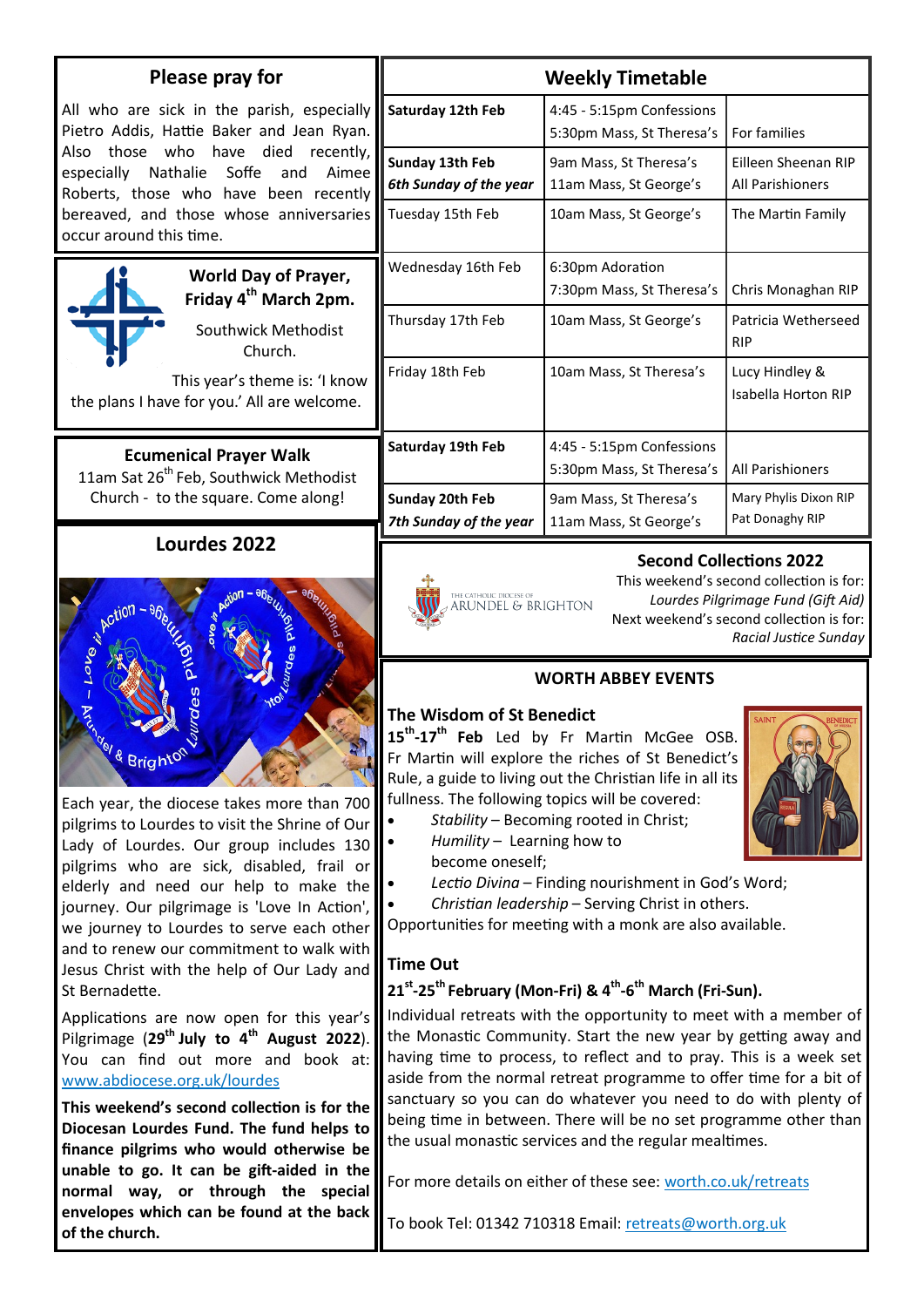## Please pray for

All who are sick in the parish, especially Pietro Addis, Hattie Baker and Jean Ryan. Also those who have died recently, especially Nathalie Soffe and Aimee Roberts, those who have been recently bereaved, and those whose anniversaries occur around this time.

## World Day of Prayer, Friday 4th March 2pm.

Southwick Methodist Church.

This year's theme is: 'I know the plans I have for you.' All are welcome.

## Ecumenical Prayer Walk

11am Sat 26th Feb, Southwick Methodist Church - to the square. Come along!

## Lourdes 2022

Each year, the diocese takes more than 700 pilgrims to Lourdes to visit the Shrine of Our Lady of Lourdes. Our group includes 130 pilgrims who are sick, disabled, frail or elderly and need our help to make the journey. Our pilgrimage is 'Love In Action', we journey to Lourdes to serve each other and to renew our commitment to walk with Jesus Christ with the help of Our Lady and St Bernadette.

Applications are now open for this year's Pilgrimage (**29th July to 4th August 2022**). You can find out more and book at: www.abdiocese.org.uk/lourdes

**This weekend's second collection is for the Diocesan Lourdes Fund. The fund helps to finance pilgrims who would otherwise be unable to go. It can be gift-aided in the normal way, or through the special envelopes which can be found at the back of the church.**

## Weekly Timetable

| | | |
|---|---|---|
| **Saturday 12th Feb** | 4:45 - 5:15pm Confessions<br>5:30pm Mass, St Theresa's | For families |
| **Sunday 13th Feb**<br>***6th Sunday of the year*** | 9am Mass, St Theresa's<br>11am Mass, St George's | Eilleen Sheenan RIP<br>All Parishioners |
| Tuesday 15th Feb | 10am Mass, St George's | The Martin Family |
| Wednesday 16th Feb | 6:30pm Adoration<br>7:30pm Mass, St Theresa's | Chris Monaghan RIP |
| Thursday 17th Feb | 10am Mass, St George's | Patricia Wetherseed RIP |
| Friday 18th Feb | 10am Mass, St Theresa's | Lucy Hindley & Isabella Horton RIP |
| **Saturday 19th Feb** | 4:45 - 5:15pm Confessions<br>5:30pm Mass, St Theresa's | All Parishioners |
| **Sunday 20th Feb**<br>***7th Sunday of the year*** | 9am Mass, St Theresa's<br>11am Mass, St George's | Mary Phylis Dixon RIP<br>Pat Donaghy RIP |

## Second Collections 2022

THE CATHOLIC DIOCESE OF ARUNDEL & BRIGHTON

This weekend's second collection is for: *Lourdes Pilgrimage Fund (Gift Aid)*
Next weekend's second collection is for: *Racial Justice Sunday*

## WORTH ABBEY EVENTS

### The Wisdom of St Benedict

**15th-17th Feb** Led by Fr Martin McGee OSB. Fr Martin will explore the riches of St Benedict's Rule, a guide to living out the Christian life in all its fullness. The following topics will be covered:

- *Stability* – Becoming rooted in Christ;
- *Humility* – Learning how to become oneself;
- *Lectio Divina* – Finding nourishment in God's Word;
- *Christian leadership* – Serving Christ in others.

Opportunities for meeting with a monk are also available.

### Time Out

**21st-25th February (Mon-Fri) & 4th-6th March (Fri-Sun).**

Individual retreats with the opportunity to meet with a member of the Monastic Community. Start the new year by getting away and having time to process, to reflect and to pray. This is a week set aside from the normal retreat programme to offer time for a bit of sanctuary so you can do whatever you need to do with plenty of being time in between. There will be no set programme other than the usual monastic services and the regular mealtimes.

For more details on either of these see: worth.co.uk/retreats

To book Tel: 01342 710318 Email: retreats@worth.org.uk